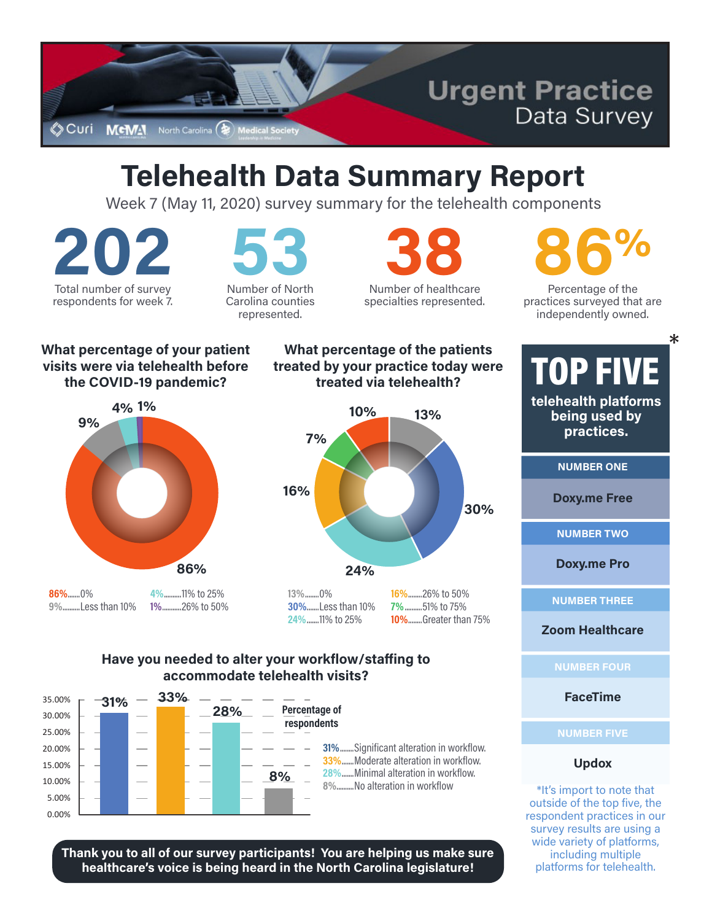Curi MGMA North Carolina Medical Society

# Urgent Practice Data Survey

# Telehealth Data Summary Report

Week 7 (May 11, 2020) survey summary for the telehealth components

**202** Total number of survey respondents for week 7.

**53** Number of North Carolina counties represented.

**38** Number of healthcare specialties represented.

**86%** Percentage of the practices surveyed that are independently owned.

### What percentage of your patient visits were via telehealth before the COVID-19 pandemic?

86%.......0%
9%.........Less than 10%
4%.........11% to 25%
1%.........26% to 50%

### What percentage of the patients treated by your practice today were treated via telehealth?

13%.......0%
30%.......Less than 10%
24%.......11% to 25%
16%.......26% to 50%
7%.........51% to 75%
10%.......Greater than 75%

### Have you needed to alter your workflow/staffing to accommodate telehealth visits?

Percentage of respondents

31%.......Significant alteration in workflow.
33%.......Moderate alteration in workflow.
28%.......Minimal alteration in workflow.
8%.........No alteration in workflow

## TOP FIVE*

**telehealth platforms being used by practices.**

| Rank | Platform |
|---|---|
| NUMBER ONE | Doxy.me Free |
| NUMBER TWO | Doxy.me Pro |
| NUMBER THREE | Zoom Healthcare |
| NUMBER FOUR | FaceTime |
| NUMBER FIVE | Updox |

*It's import to note that outside of the top five, the respondent practices in our survey results are using a wide variety of platforms, including multiple platforms for telehealth.

**Thank you to all of our survey participants! You are helping us make sure healthcare's voice is being heard in the North Carolina legislature!**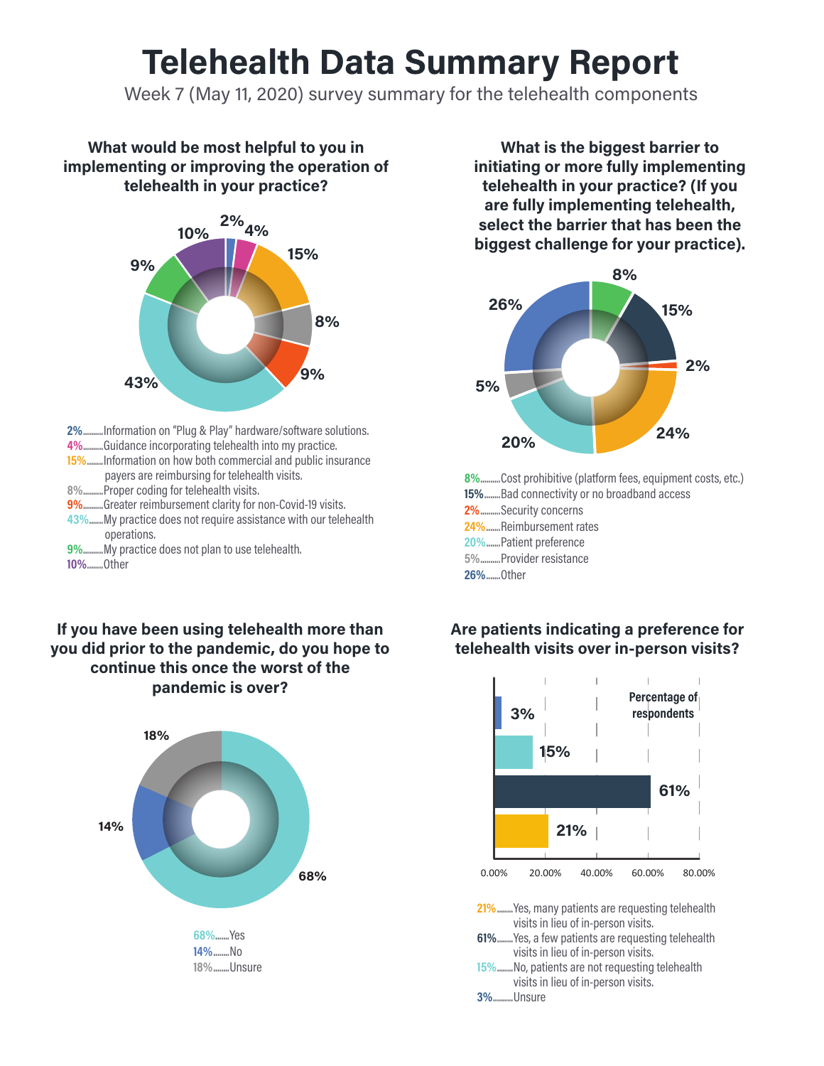# Telehealth Data Summary Report

Week 7 (May 11, 2020) survey summary for the telehealth components

## What would be most helpful to you in implementing or improving the operation of telehealth in your practice?

- 2%........Information on "Plug & Play" hardware/software solutions.
- 4%........Guidance incorporating telehealth into my practice.
- 15%......Information on how both commercial and public insurance payers are reimbursing for telehealth visits.
- 8%........Proper coding for telehealth visits.
- 9%........Greater reimbursement clarity for non-Covid-19 visits.
- 43%......My practice does not require assistance with our telehealth operations.
- 9%........My practice does not plan to use telehealth.
- 10%......Other

## What is the biggest barrier to initiating or more fully implementing telehealth in your practice? (If you are fully implementing telehealth, select the barrier that has been the biggest challenge for your practice).

- 8%........Cost prohibitive (platform fees, equipment costs, etc.)
- 15%......Bad connectivity or no broadband access
- 2%........Security concerns
- 24%......Reimbursement rates
- 20%......Patient preference
- 5%........Provider resistance
- 26%......Other

## If you have been using telehealth more than you did prior to the pandemic, do you hope to continue this once the worst of the pandemic is over?

- 68%......Yes
- 14%......No
- 18%......Unsure

## Are patients indicating a preference for telehealth visits over in-person visits?

Percentage of respondents

- 21%......Yes, many patients are requesting telehealth visits in lieu of in-person visits.
- 61%......Yes, a few patients are requesting telehealth visits in lieu of in-person visits.
- 15%......No, patients are not requesting telehealth visits in lieu of in-person visits.
- 3%........Unsure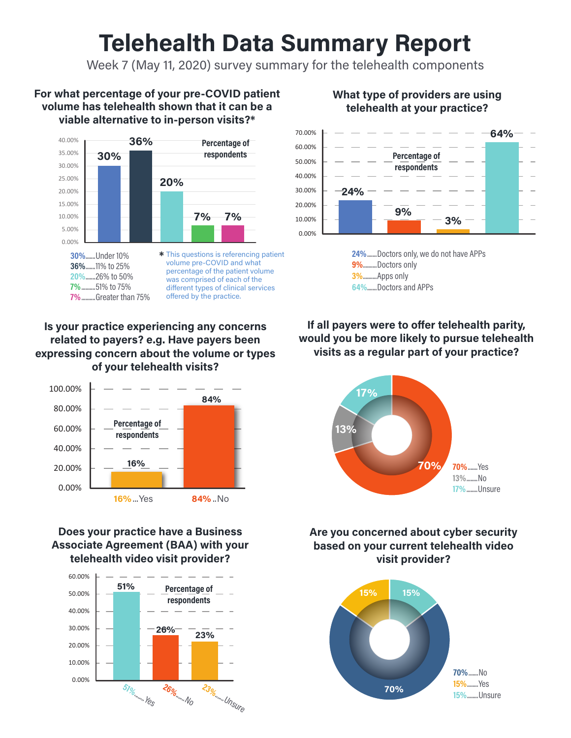# Telehealth Data Summary Report

Week 7 (May 11, 2020) survey summary for the telehealth components

### For what percentage of your pre-COVID patient volume has telehealth shown that it can be a viable alternative to in-person visits?*

Percentage of respondents

40.00%
35.00%
30.00%
25.00%
20.00%
15.00%
10.00%
5.00%
0.00%

30%
36%
20%
7%
7%

**30%**.......Under 10%
**36%**.......11% to 25%
**20%**.......26% to 50%
**7%**..........51% to 75%
**7%**..........Greater than 75%

* This questions is referencing patient volume pre-COVID and what percentage of the patient volume was comprised of each of the different types of clinical services offered by the practice.

### What type of providers are using telehealth at your practice?

Percentage of respondents

70.00%
60.00%
50.00%
40.00%
30.00%
20.00%
10.00%
0.00%

24%
9%
3%
64%

**24%**.......Doctors only, we do not have APPs
**9%**..........Doctors only
**3%**..........Apps only
**64%**.......Doctors and APPs

### Is your practice experiencing any concerns related to payers? e.g. Have payers been expressing concern about the volume or types of your telehealth visits?

Percentage of respondents

100.00%
80.00%
60.00%
40.00%
20.00%
0.00%

16%
84%

**16%**...Yes
**84%**..No

### If all payers were to offer telehealth parity, would you be more likely to pursue telehealth visits as a regular part of your practice?

17%
13%
70%

**70%**.......Yes
**13%**.......No
**17%**.......Unsure

### Does your practice have a Business Associate Agreement (BAA) with your telehealth video visit provider?

Percentage of respondents

60.00%
50.00%
40.00%
30.00%
20.00%
10.00%
0.00%

51%
26%
23%

**51%**.......Yes
**26%**.......No
**23%**.......Unsure

### Are you concerned about cyber security based on your current telehealth video visit provider?

15%
15%
70%

**70%**.......No
**15%**.......Yes
**15%**.......Unsure